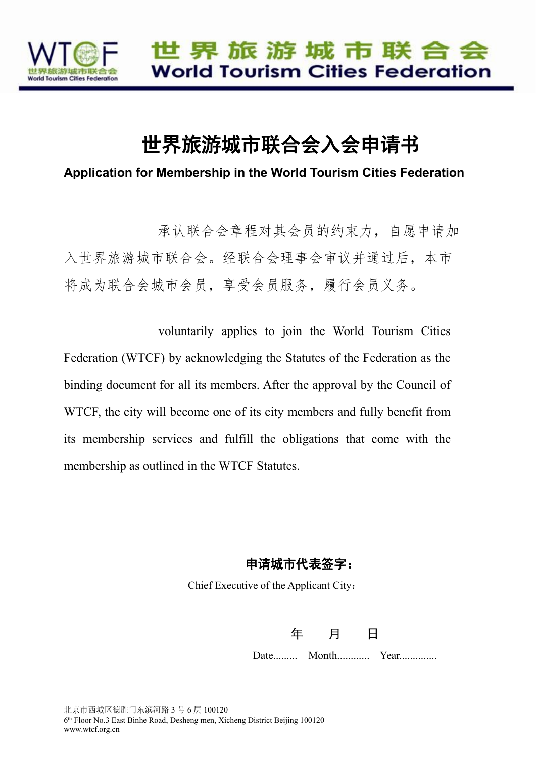世界旅游城市联合会
World Tourism Cities Federation

# 世界旅游城市联合会入会申请书

**Application for Membership in the World Tourism Cities Federation**

_________承认联合会章程对其会员的约束力，自愿申请加入世界旅游城市联合会。经联合会理事会审议并通过后，本市将成为联合会城市会员，享受会员服务，履行会员义务。

_________voluntarily applies to join the World Tourism Cities Federation (WTCF) by acknowledging the Statutes of the Federation as the binding document for all its members. After the approval by the Council of WTCF, the city will become one of its city members and fully benefit from its membership services and fulfill the obligations that come with the membership as outlined in the WTCF Statutes.

**申请城市代表签字：**

Chief Executive of the Applicant City：

年　　月　　日

Date......... Month............ Year..............

北京市西城区德胜门东滨河路 3 号 6 层 100120
6th Floor No.3 East Binhe Road, Desheng men, Xicheng District Beijing 100120
www.wtcf.org.cn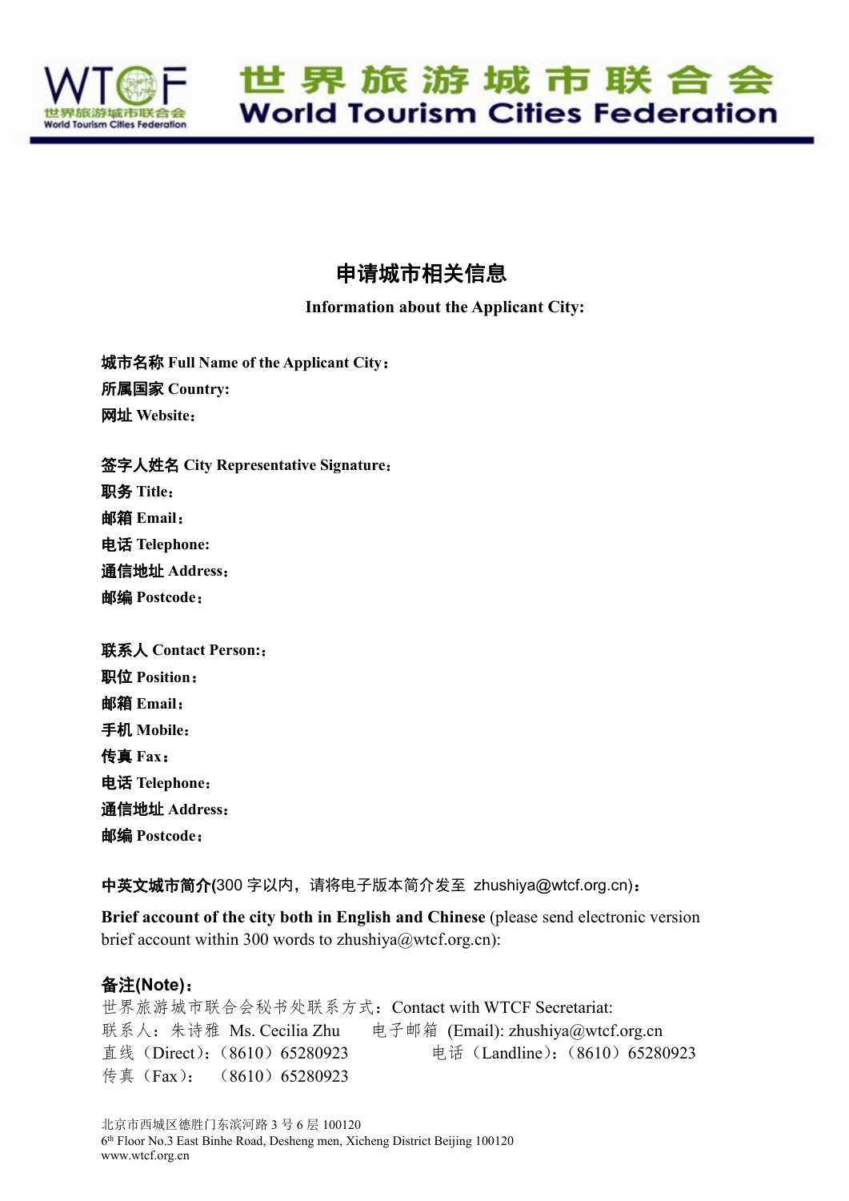## 申请城市相关信息

**Information about the Applicant City:**

**城市名称 Full Name of the Applicant City：**
**所属国家 Country:**
**网址 Website：**

**签字人姓名 City Representative Signature：**
**职务 Title：**
**邮箱 Email：**
**电话 Telephone:**
**通信地址 Address：**
**邮编 Postcode：**

**联系人 Contact Person:：**
**职位 Position：**
**邮箱 Email：**
**手机 Mobile：**
**传真 Fax：**
**电话 Telephone：**
**通信地址 Address：**
**邮编 Postcode：**

**中英文城市简介(**300 字以内，请将电子版本简介发至 zhushiya@wtcf.org.cn)：

**Brief account of the city both in English and Chinese** (please send electronic version brief account within 300 words to zhushiya@wtcf.org.cn):

**备注(Note)：**
世界旅游城市联合会秘书处联系方式：Contact with WTCF Secretariat:
联系人：朱诗雅 Ms. Cecilia Zhu　　电子邮箱 (Email): zhushiya@wtcf.org.cn
直线（Direct）：（8610）65280923　　电话（Landline）：（8610）65280923
传真（Fax）：（8610）65280923

北京市西城区德胜门东滨河路 3 号 6 层 100120
6th Floor No.3 East Binhe Road, Desheng men, Xicheng District Beijing 100120
www.wtcf.org.cn